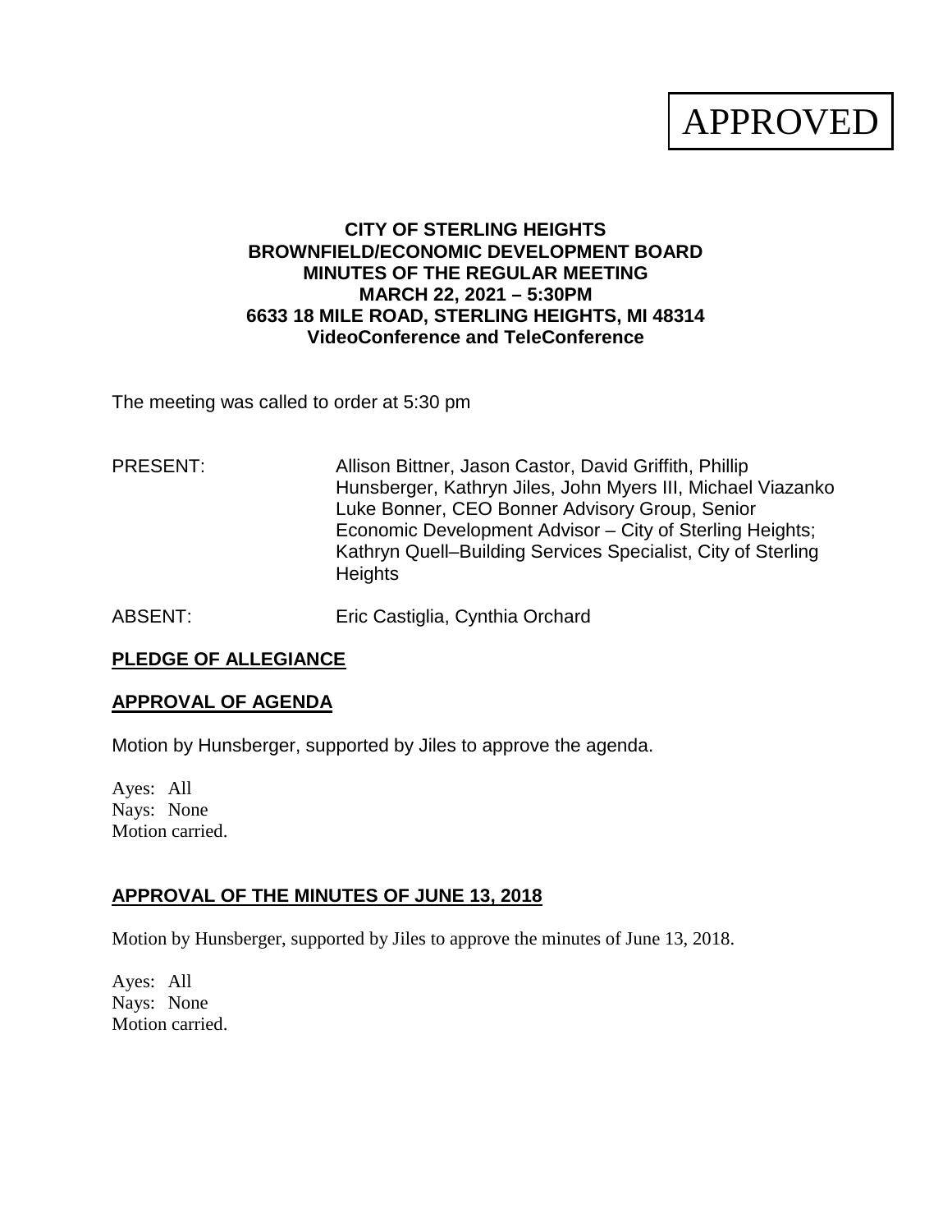APPROVED

**CITY OF STERLING HEIGHTS**
**BROWNFIELD/ECONOMIC DEVELOPMENT BOARD**
**MINUTES OF THE REGULAR MEETING**
**MARCH 22, 2021 – 5:30PM**
**6633 18 MILE ROAD, STERLING HEIGHTS, MI 48314**
**VideoConference and TeleConference**

The meeting was called to order at 5:30 pm

PRESENT: Allison Bittner, Jason Castor, David Griffith, Phillip Hunsberger, Kathryn Jiles, John Myers III, Michael Viazanko Luke Bonner, CEO Bonner Advisory Group, Senior Economic Development Advisor – City of Sterling Heights; Kathryn Quell–Building Services Specialist, City of Sterling Heights

ABSENT: Eric Castiglia, Cynthia Orchard

## PLEDGE OF ALLEGIANCE

## APPROVAL OF AGENDA

Motion by Hunsberger, supported by Jiles to approve the agenda.

Ayes: All
Nays: None
Motion carried.

## APPROVAL OF THE MINUTES OF JUNE 13, 2018

Motion by Hunsberger, supported by Jiles to approve the minutes of June 13, 2018.

Ayes: All
Nays: None
Motion carried.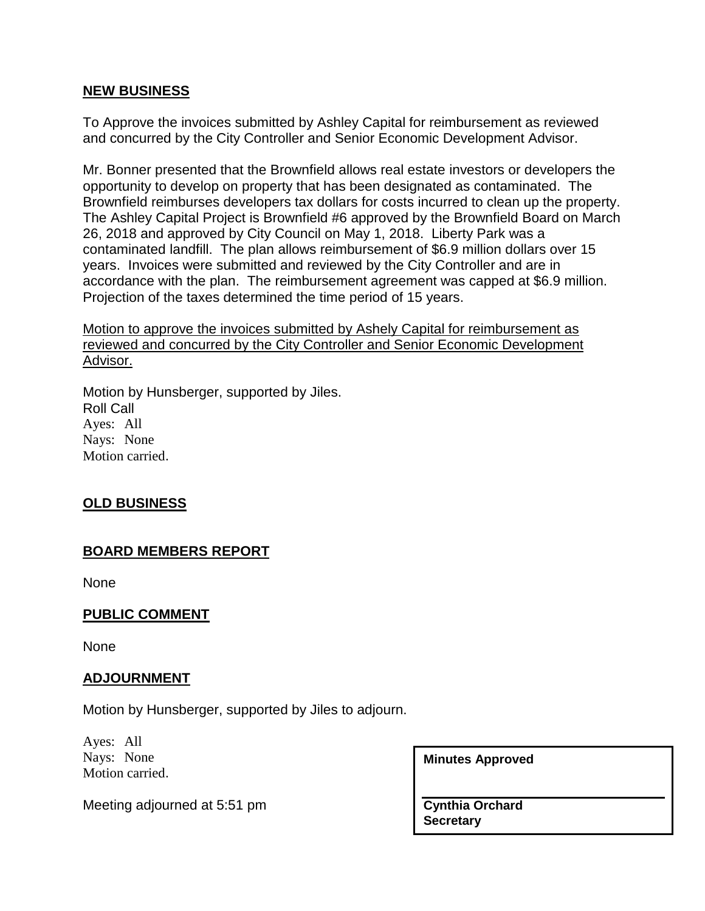## NEW BUSINESS

To Approve the invoices submitted by Ashley Capital for reimbursement as reviewed and concurred by the City Controller and Senior Economic Development Advisor.

Mr. Bonner presented that the Brownfield allows real estate investors or developers the opportunity to develop on property that has been designated as contaminated. The Brownfield reimburses developers tax dollars for costs incurred to clean up the property. The Ashley Capital Project is Brownfield #6 approved by the Brownfield Board on March 26, 2018 and approved by City Council on May 1, 2018. Liberty Park was a contaminated landfill. The plan allows reimbursement of $6.9 million dollars over 15 years. Invoices were submitted and reviewed by the City Controller and are in accordance with the plan. The reimbursement agreement was capped at $6.9 million. Projection of the taxes determined the time period of 15 years.

<u>Motion to approve the invoices submitted by Ashely Capital for reimbursement as reviewed and concurred by the City Controller and Senior Economic Development Advisor.</u>

Motion by Hunsberger, supported by Jiles.
Roll Call
Ayes: All
Nays: None
Motion carried.

## OLD BUSINESS

## BOARD MEMBERS REPORT

None

## PUBLIC COMMENT

None

## ADJOURNMENT

Motion by Hunsberger, supported by Jiles to adjourn.

Ayes: All
Nays: None
Motion carried.

Meeting adjourned at 5:51 pm

**Minutes Approved**

**Cynthia Orchard**
**Secretary**